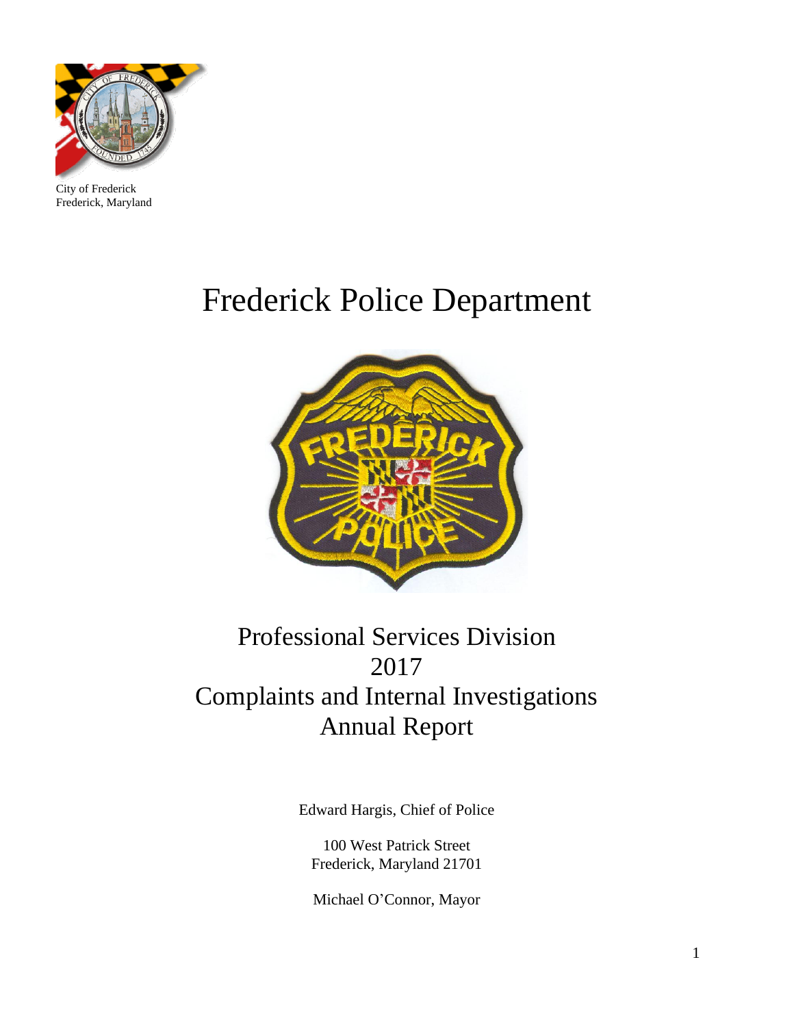City of Frederick
Frederick, Maryland

# Frederick Police Department

## Professional Services Division
## 2017
## Complaints and Internal Investigations
## Annual Report

Edward Hargis, Chief of Police

100 West Patrick Street
Frederick, Maryland 21701

Michael O'Connor, Mayor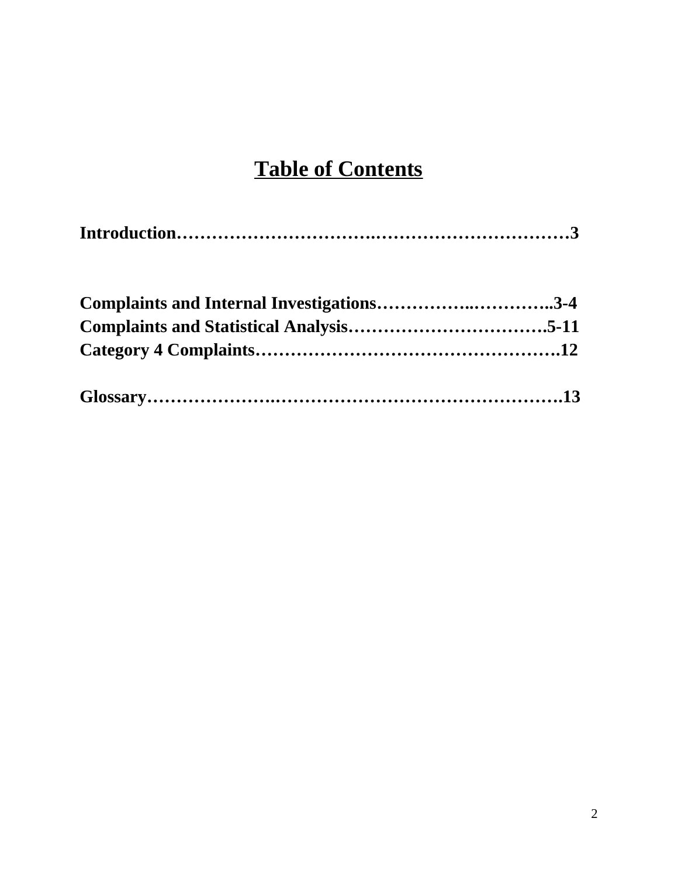# Table of Contents

**Introduction……………………………….…………………………3**

**Complaints and Internal Investigations……………..…………..3-4**
**Complaints and Statistical Analysis…………………………….5-11**
**Category 4 Complaints…………………………………………….12**

**Glossary……………………..………………………………………….13**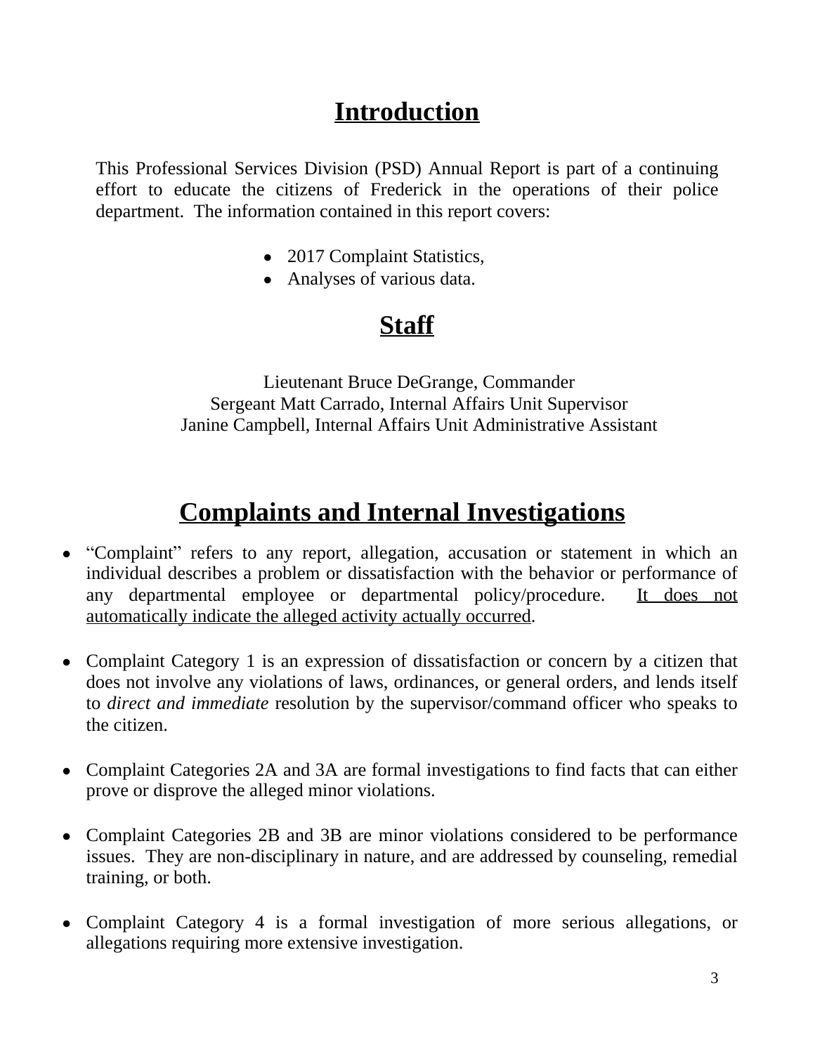# Introduction

This Professional Services Division (PSD) Annual Report is part of a continuing effort to educate the citizens of Frederick in the operations of their police department. The information contained in this report covers:

- 2017 Complaint Statistics,
- Analyses of various data.

# Staff

Lieutenant Bruce DeGrange, Commander
Sergeant Matt Carrado, Internal Affairs Unit Supervisor
Janine Campbell, Internal Affairs Unit Administrative Assistant

# Complaints and Internal Investigations

- "Complaint" refers to any report, allegation, accusation or statement in which an individual describes a problem or dissatisfaction with the behavior or performance of any departmental employee or departmental policy/procedure. <u>It does not automatically indicate the alleged activity actually occurred</u>.

- Complaint Category 1 is an expression of dissatisfaction or concern by a citizen that does not involve any violations of laws, ordinances, or general orders, and lends itself to *direct and immediate* resolution by the supervisor/command officer who speaks to the citizen.

- Complaint Categories 2A and 3A are formal investigations to find facts that can either prove or disprove the alleged minor violations.

- Complaint Categories 2B and 3B are minor violations considered to be performance issues. They are non-disciplinary in nature, and are addressed by counseling, remedial training, or both.

- Complaint Category 4 is a formal investigation of more serious allegations, or allegations requiring more extensive investigation.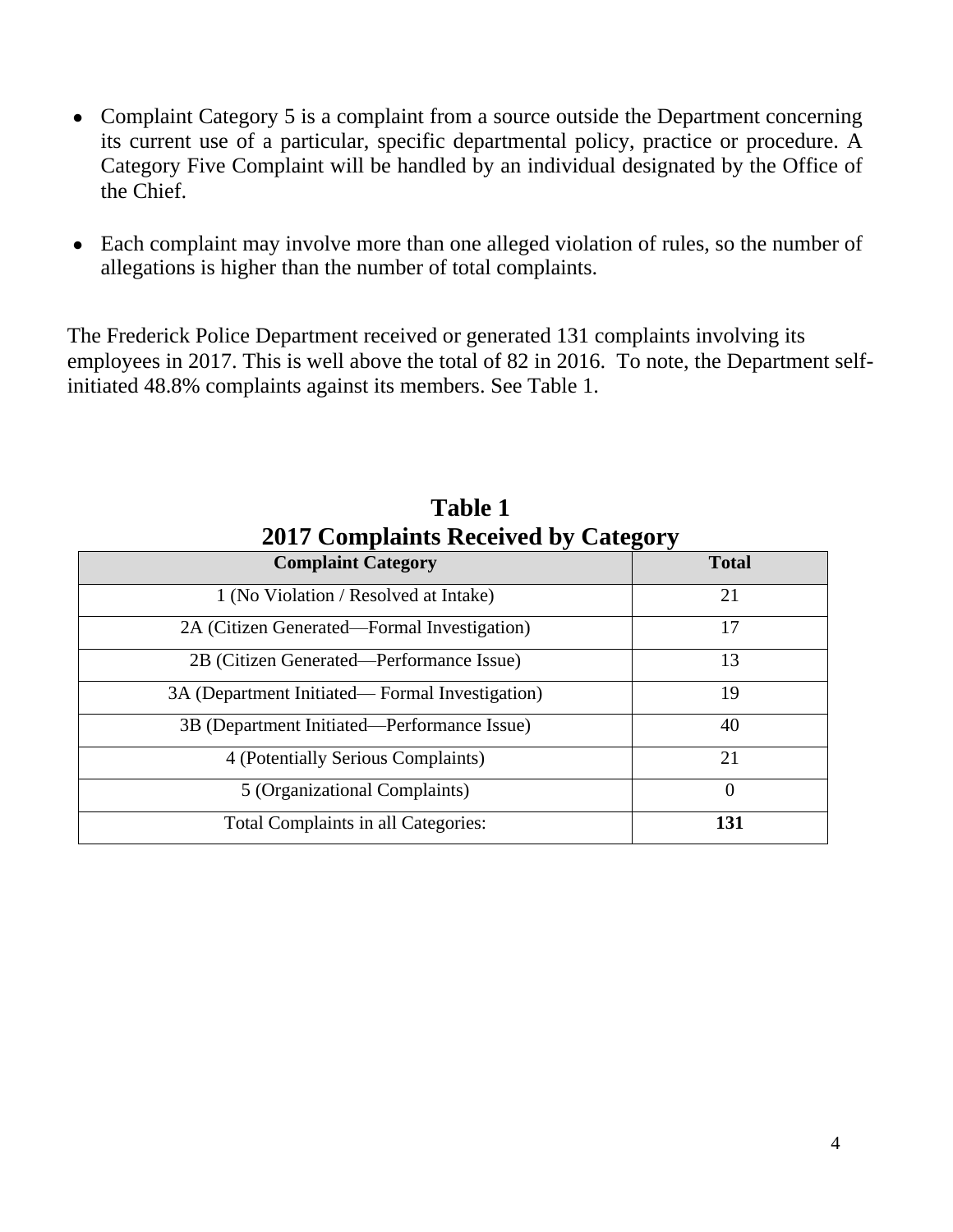- Complaint Category 5 is a complaint from a source outside the Department concerning its current use of a particular, specific departmental policy, practice or procedure. A Category Five Complaint will be handled by an individual designated by the Office of the Chief.

- Each complaint may involve more than one alleged violation of rules, so the number of allegations is higher than the number of total complaints.

The Frederick Police Department received or generated 131 complaints involving its employees in 2017. This is well above the total of 82 in 2016. To note, the Department self-initiated 48.8% complaints against its members. See Table 1.

**Table 1**
**2017 Complaints Received by Category**

| Complaint Category | Total |
|---|---|
| 1 (No Violation / Resolved at Intake) | 21 |
| 2A (Citizen Generated—Formal Investigation) | 17 |
| 2B (Citizen Generated—Performance Issue) | 13 |
| 3A (Department Initiated— Formal Investigation) | 19 |
| 3B (Department Initiated—Performance Issue) | 40 |
| 4 (Potentially Serious Complaints) | 21 |
| 5 (Organizational Complaints) | 0 |
| Total Complaints in all Categories: | **131** |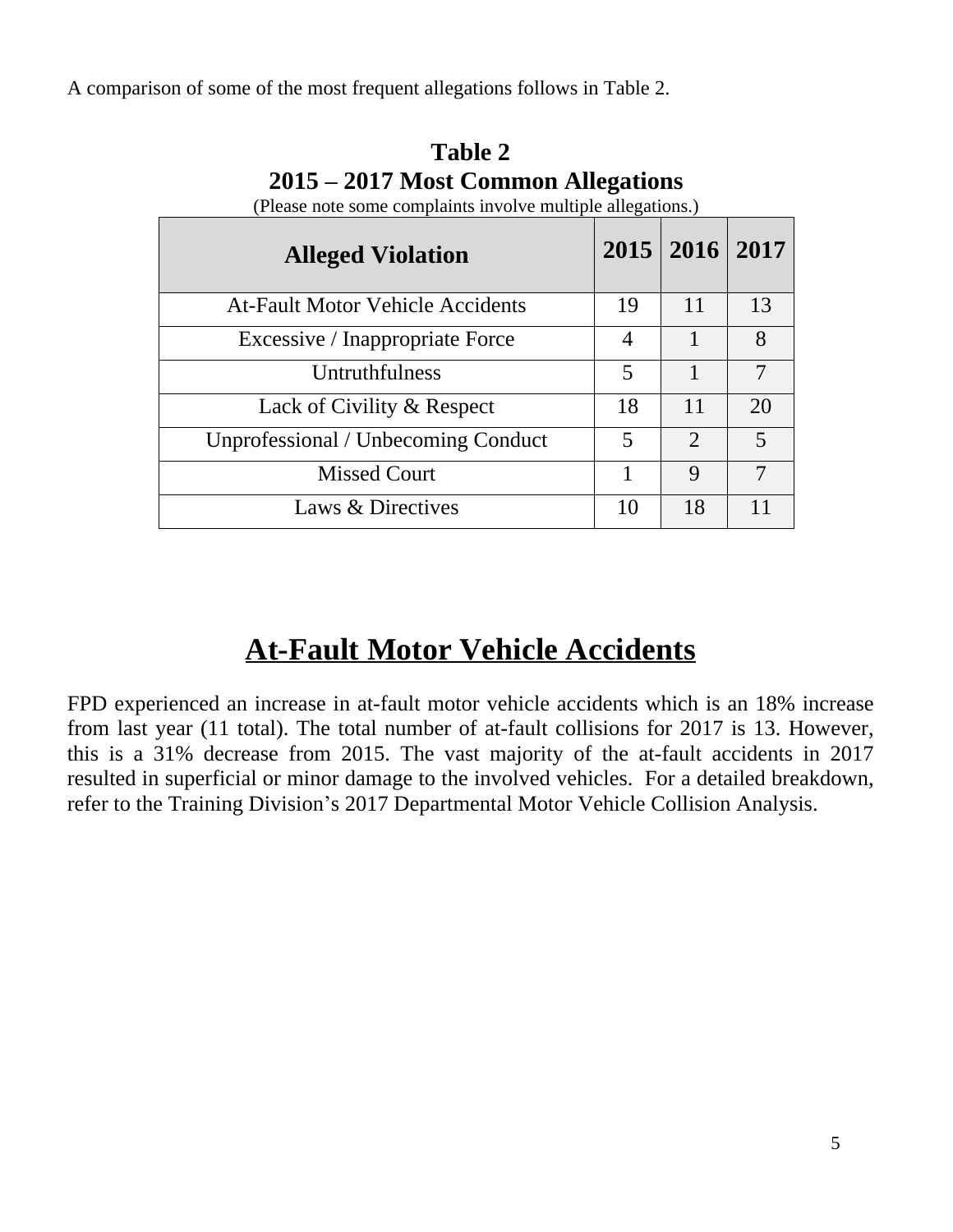A comparison of some of the most frequent allegations follows in Table 2.

**Table 2**
**2015 – 2017 Most Common Allegations**
(Please note some complaints involve multiple allegations.)

| Alleged Violation | 2015 | 2016 | 2017 |
|---|---|---|---|
| At-Fault Motor Vehicle Accidents | 19 | 11 | 13 |
| Excessive / Inappropriate Force | 4 | 1 | 8 |
| Untruthfulness | 5 | 1 | 7 |
| Lack of Civility & Respect | 18 | 11 | 20 |
| Unprofessional / Unbecoming Conduct | 5 | 2 | 5 |
| Missed Court | 1 | 9 | 7 |
| Laws & Directives | 10 | 18 | 11 |

# At-Fault Motor Vehicle Accidents

FPD experienced an increase in at-fault motor vehicle accidents which is an 18% increase from last year (11 total). The total number of at-fault collisions for 2017 is 13. However, this is a 31% decrease from 2015. The vast majority of the at-fault accidents in 2017 resulted in superficial or minor damage to the involved vehicles. For a detailed breakdown, refer to the Training Division's 2017 Departmental Motor Vehicle Collision Analysis.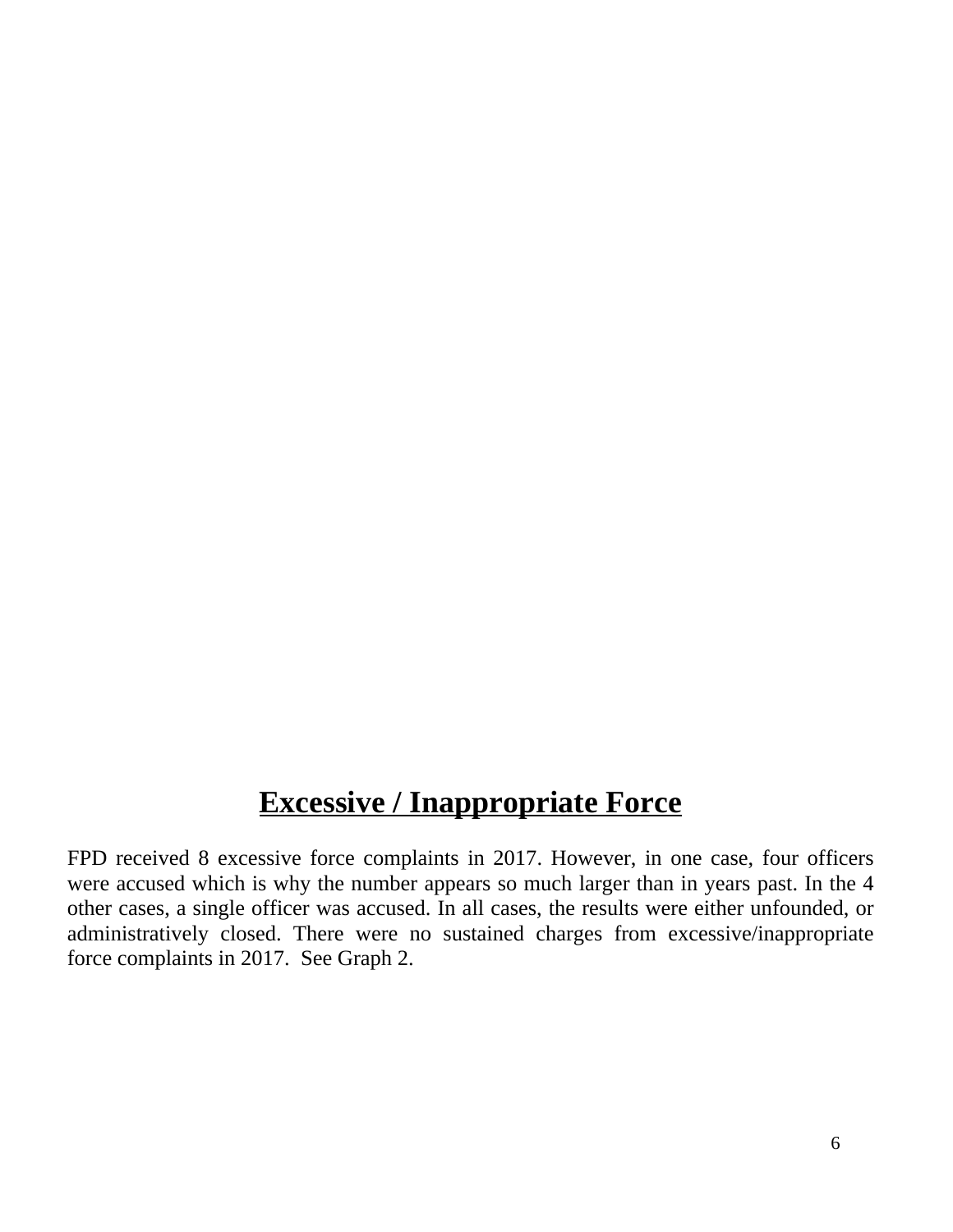# Excessive / Inappropriate Force

FPD received 8 excessive force complaints in 2017. However, in one case, four officers were accused which is why the number appears so much larger than in years past. In the 4 other cases, a single officer was accused. In all cases, the results were either unfounded, or administratively closed. There were no sustained charges from excessive/inappropriate force complaints in 2017. See Graph 2.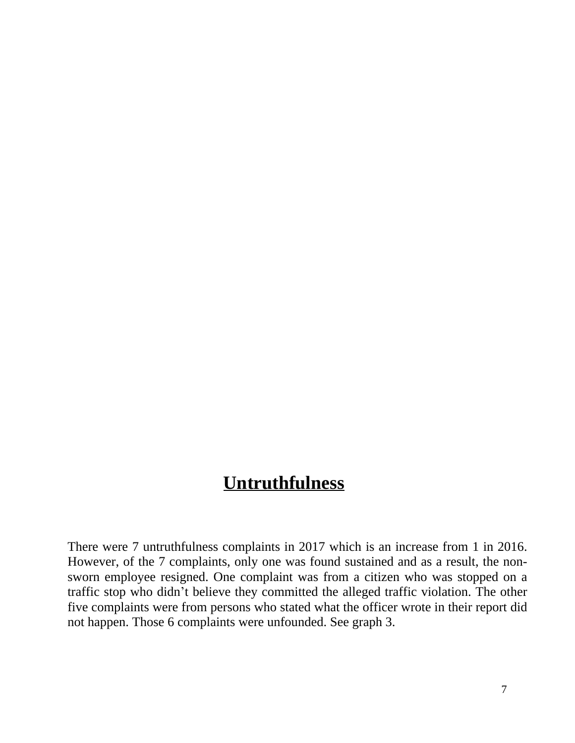## **Untruthfulness**

There were 7 untruthfulness complaints in 2017 which is an increase from 1 in 2016. However, of the 7 complaints, only one was found sustained and as a result, the non-sworn employee resigned. One complaint was from a citizen who was stopped on a traffic stop who didn't believe they committed the alleged traffic violation. The other five complaints were from persons who stated what the officer wrote in their report did not happen. Those 6 complaints were unfounded. See graph 3.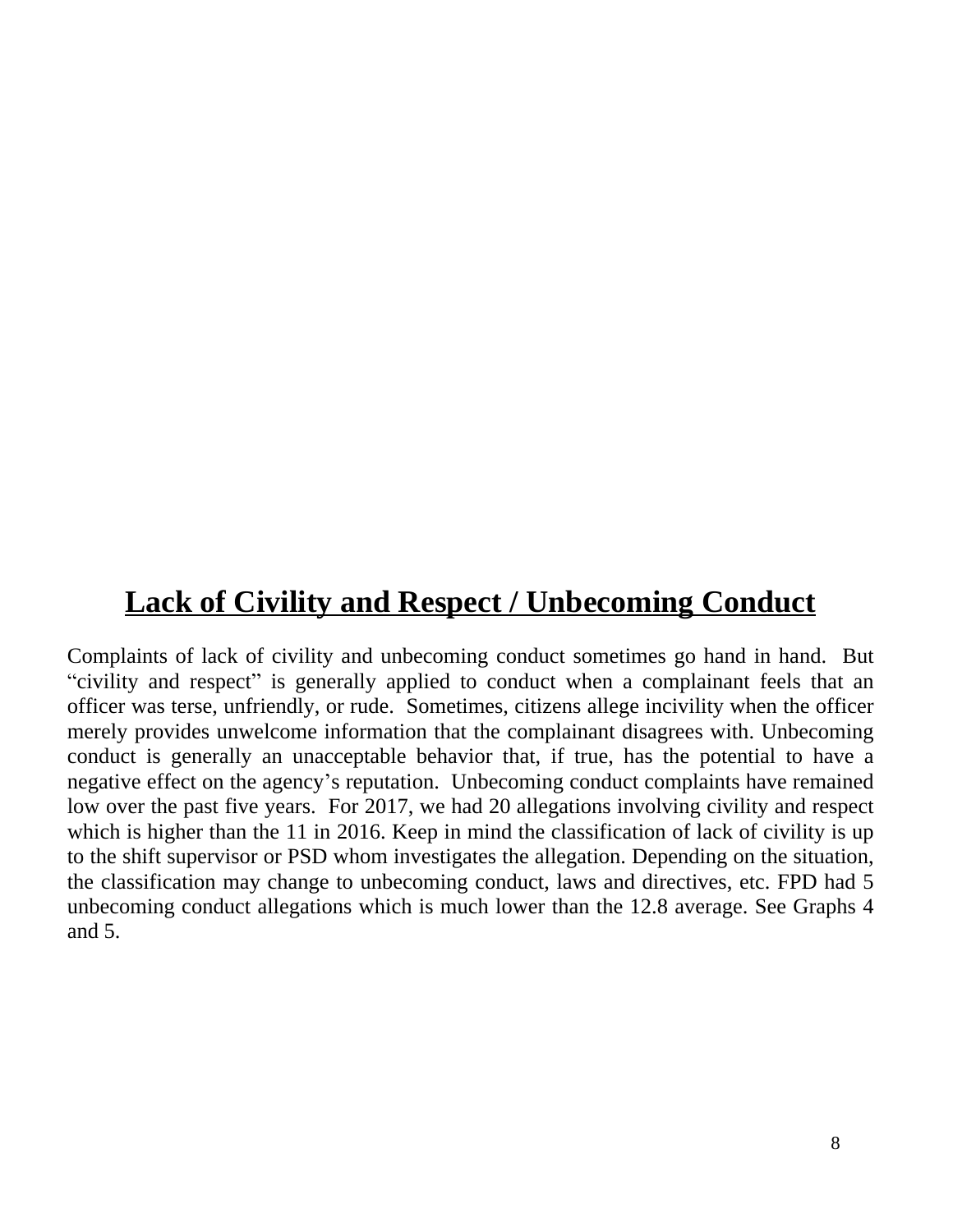## Lack of Civility and Respect / Unbecoming Conduct

Complaints of lack of civility and unbecoming conduct sometimes go hand in hand. But "civility and respect" is generally applied to conduct when a complainant feels that an officer was terse, unfriendly, or rude. Sometimes, citizens allege incivility when the officer merely provides unwelcome information that the complainant disagrees with. Unbecoming conduct is generally an unacceptable behavior that, if true, has the potential to have a negative effect on the agency's reputation. Unbecoming conduct complaints have remained low over the past five years. For 2017, we had 20 allegations involving civility and respect which is higher than the 11 in 2016. Keep in mind the classification of lack of civility is up to the shift supervisor or PSD whom investigates the allegation. Depending on the situation, the classification may change to unbecoming conduct, laws and directives, etc. FPD had 5 unbecoming conduct allegations which is much lower than the 12.8 average. See Graphs 4 and 5.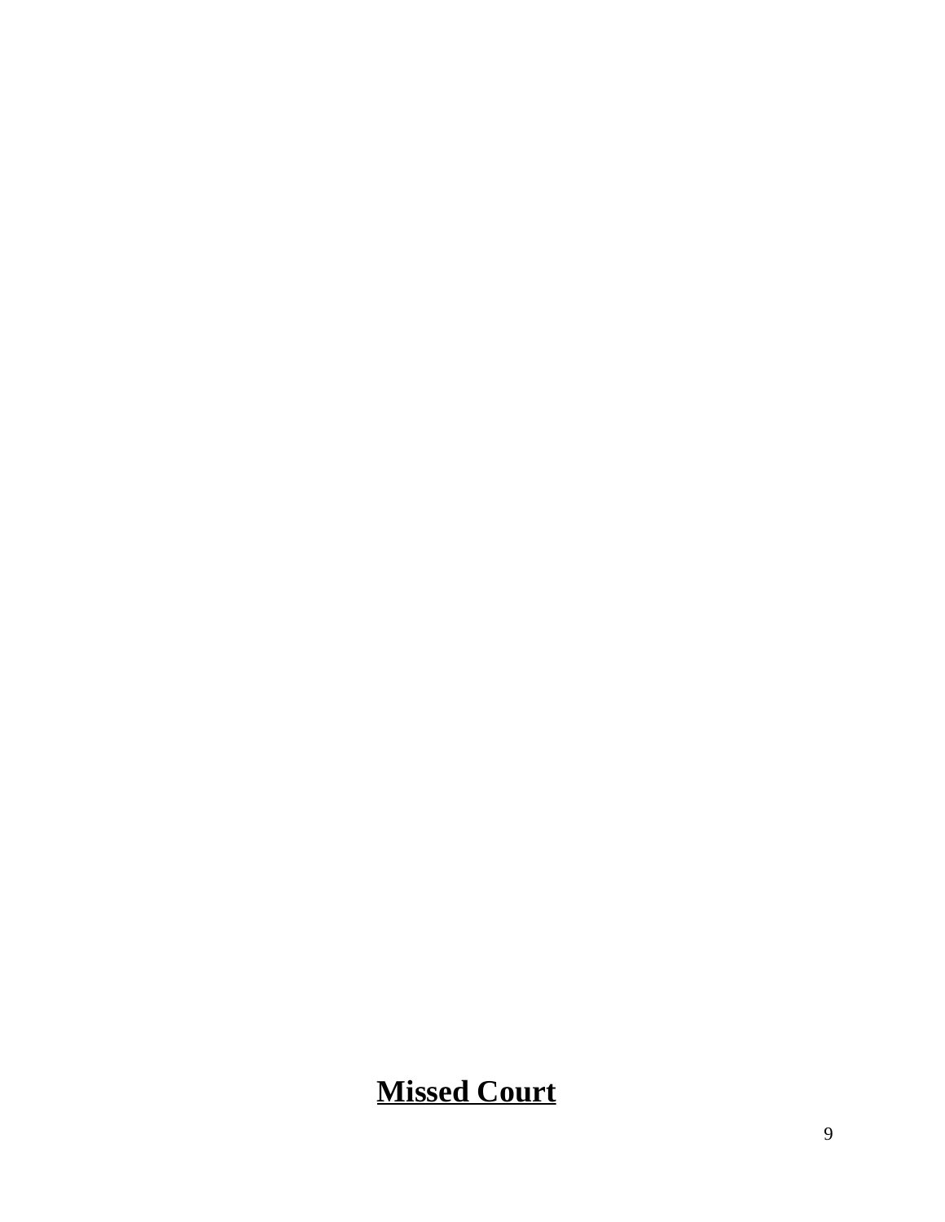**Missed Court**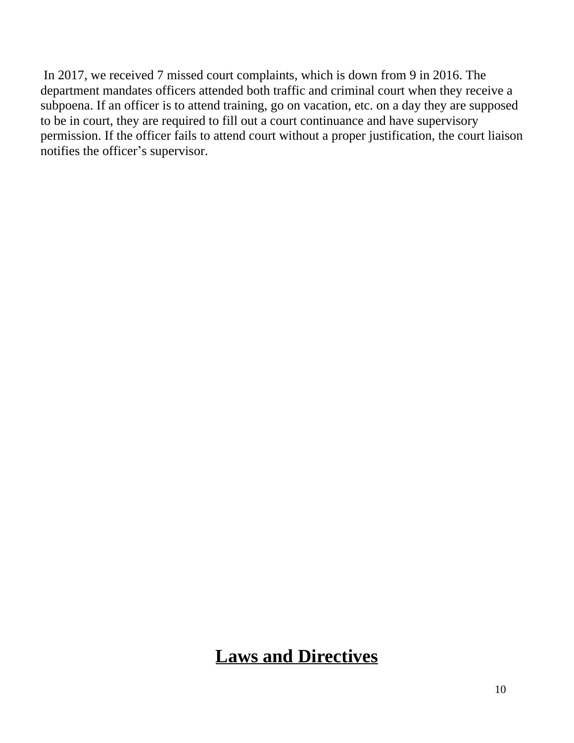In 2017, we received 7 missed court complaints, which is down from 9 in 2016. The department mandates officers attended both traffic and criminal court when they receive a subpoena. If an officer is to attend training, go on vacation, etc. on a day they are supposed to be in court, they are required to fill out a court continuance and have supervisory permission. If the officer fails to attend court without a proper justification, the court liaison notifies the officer's supervisor.

# **Laws and Directives**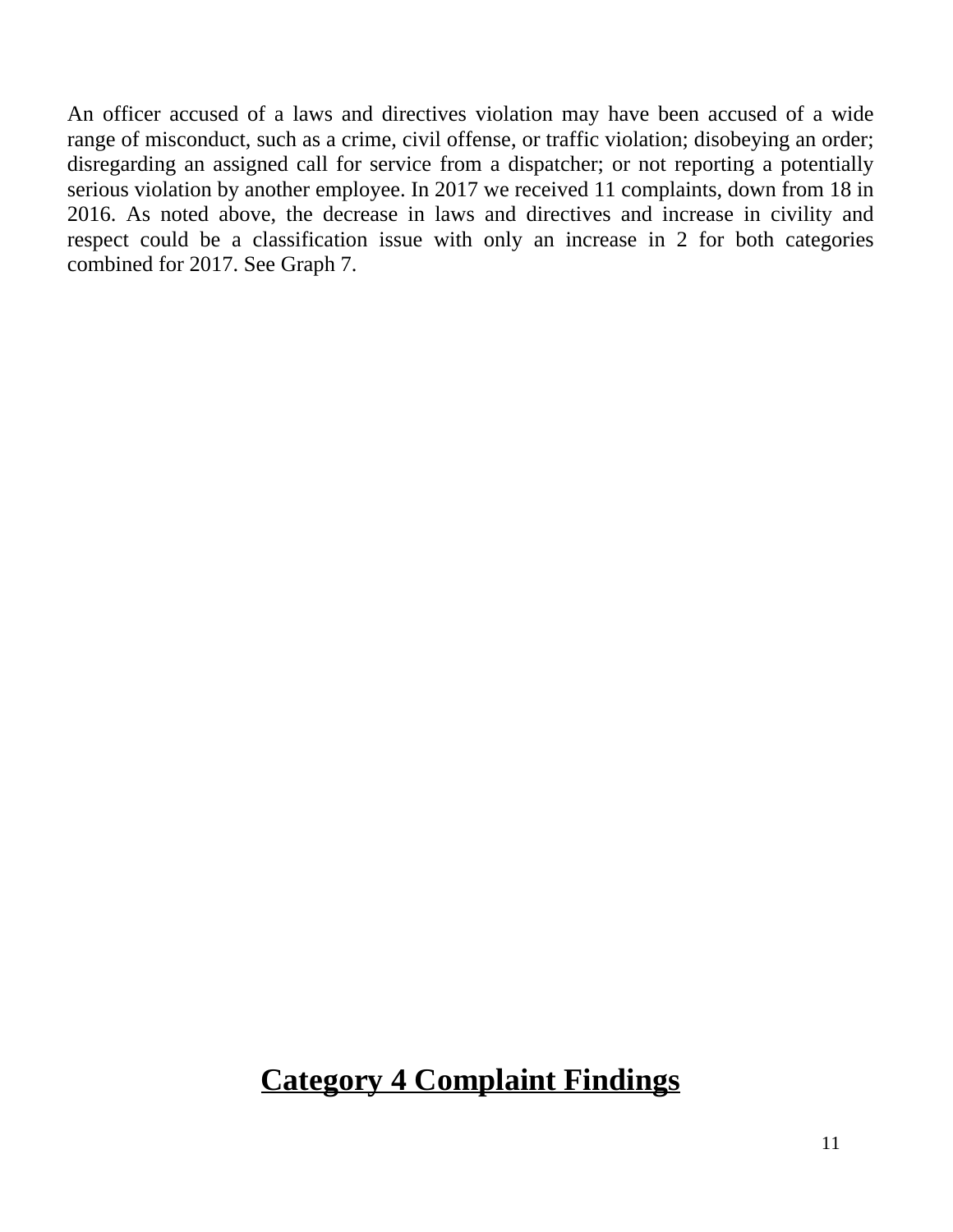An officer accused of a laws and directives violation may have been accused of a wide range of misconduct, such as a crime, civil offense, or traffic violation; disobeying an order; disregarding an assigned call for service from a dispatcher; or not reporting a potentially serious violation by another employee. In 2017 we received 11 complaints, down from 18 in 2016. As noted above, the decrease in laws and directives and increase in civility and respect could be a classification issue with only an increase in 2 for both categories combined for 2017. See Graph 7.

## Category 4 Complaint Findings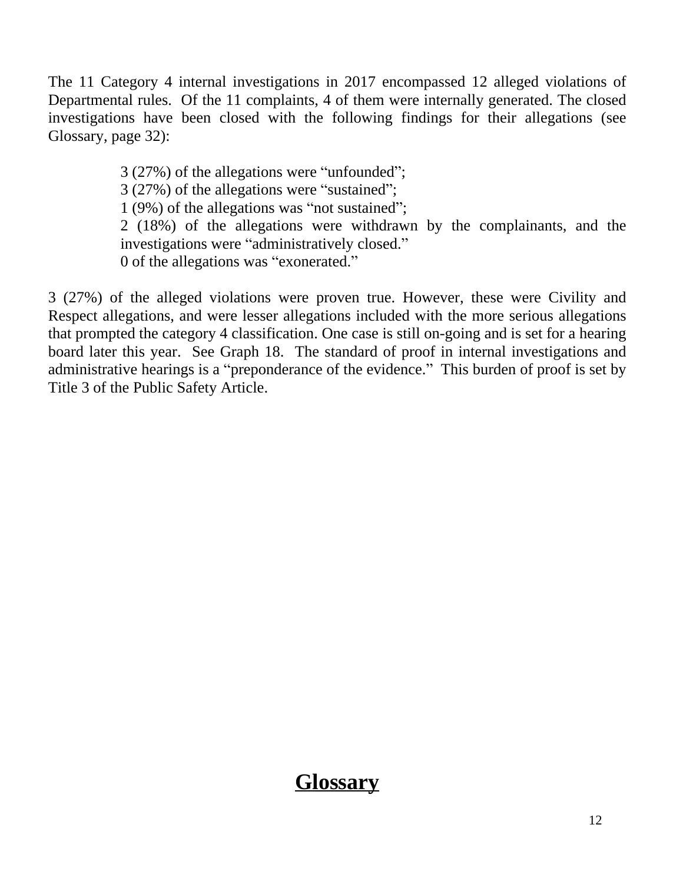The 11 Category 4 internal investigations in 2017 encompassed 12 alleged violations of Departmental rules. Of the 11 complaints, 4 of them were internally generated. The closed investigations have been closed with the following findings for their allegations (see Glossary, page 32):

> 3 (27%) of the allegations were "unfounded";
> 3 (27%) of the allegations were "sustained";
> 1 (9%) of the allegations was "not sustained";
> 2 (18%) of the allegations were withdrawn by the complainants, and the investigations were "administratively closed."
> 0 of the allegations was "exonerated."

3 (27%) of the alleged violations were proven true. However, these were Civility and Respect allegations, and were lesser allegations included with the more serious allegations that prompted the category 4 classification. One case is still on-going and is set for a hearing board later this year. See Graph 18. The standard of proof in internal investigations and administrative hearings is a "preponderance of the evidence." This burden of proof is set by Title 3 of the Public Safety Article.

## **Glossary**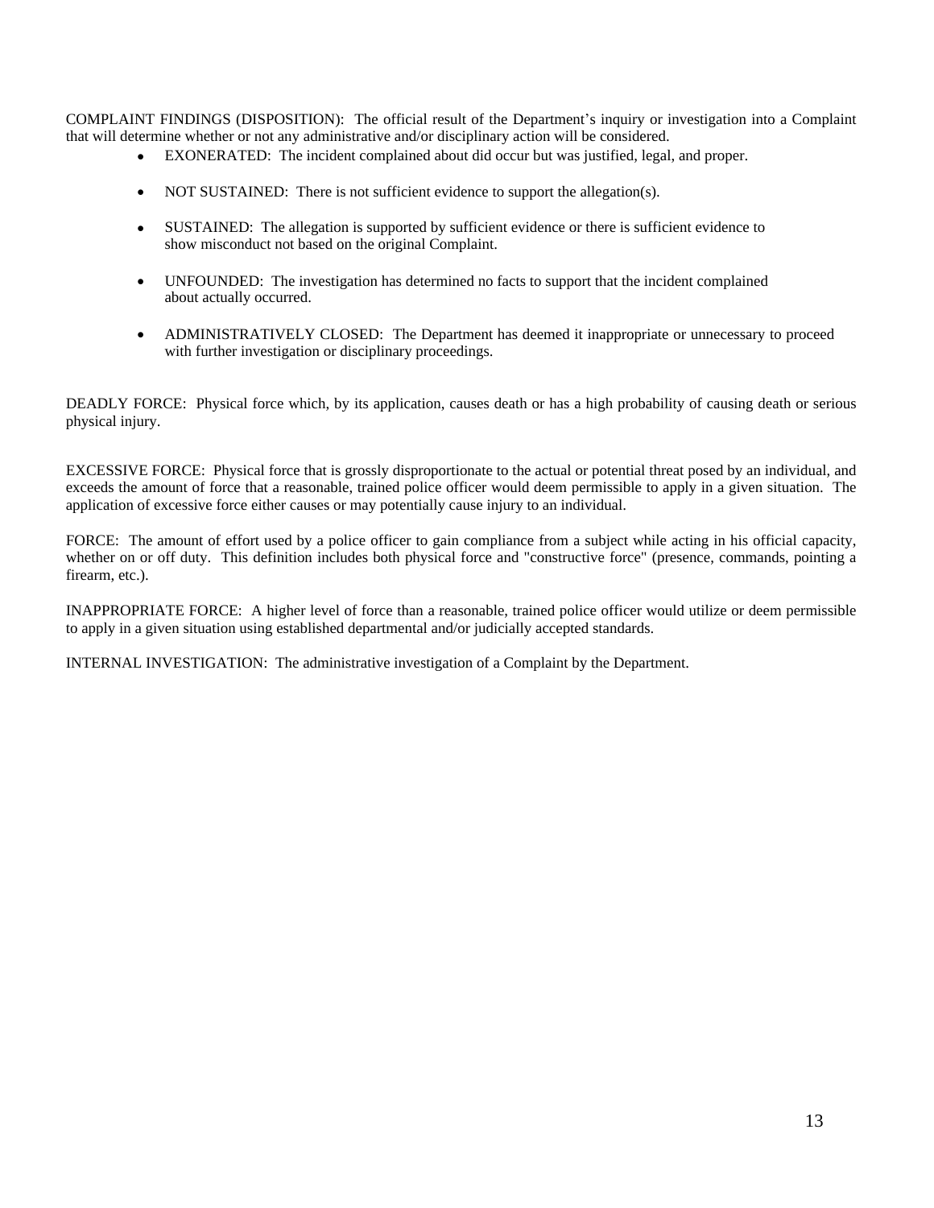COMPLAINT FINDINGS (DISPOSITION): The official result of the Department's inquiry or investigation into a Complaint that will determine whether or not any administrative and/or disciplinary action will be considered.

- EXONERATED: The incident complained about did occur but was justified, legal, and proper.
- NOT SUSTAINED: There is not sufficient evidence to support the allegation(s).
- SUSTAINED: The allegation is supported by sufficient evidence or there is sufficient evidence to show misconduct not based on the original Complaint.
- UNFOUNDED: The investigation has determined no facts to support that the incident complained about actually occurred.
- ADMINISTRATIVELY CLOSED: The Department has deemed it inappropriate or unnecessary to proceed with further investigation or disciplinary proceedings.

DEADLY FORCE: Physical force which, by its application, causes death or has a high probability of causing death or serious physical injury.

EXCESSIVE FORCE: Physical force that is grossly disproportionate to the actual or potential threat posed by an individual, and exceeds the amount of force that a reasonable, trained police officer would deem permissible to apply in a given situation. The application of excessive force either causes or may potentially cause injury to an individual.

FORCE: The amount of effort used by a police officer to gain compliance from a subject while acting in his official capacity, whether on or off duty. This definition includes both physical force and "constructive force" (presence, commands, pointing a firearm, etc.).

INAPPROPRIATE FORCE: A higher level of force than a reasonable, trained police officer would utilize or deem permissible to apply in a given situation using established departmental and/or judicially accepted standards.

INTERNAL INVESTIGATION: The administrative investigation of a Complaint by the Department.